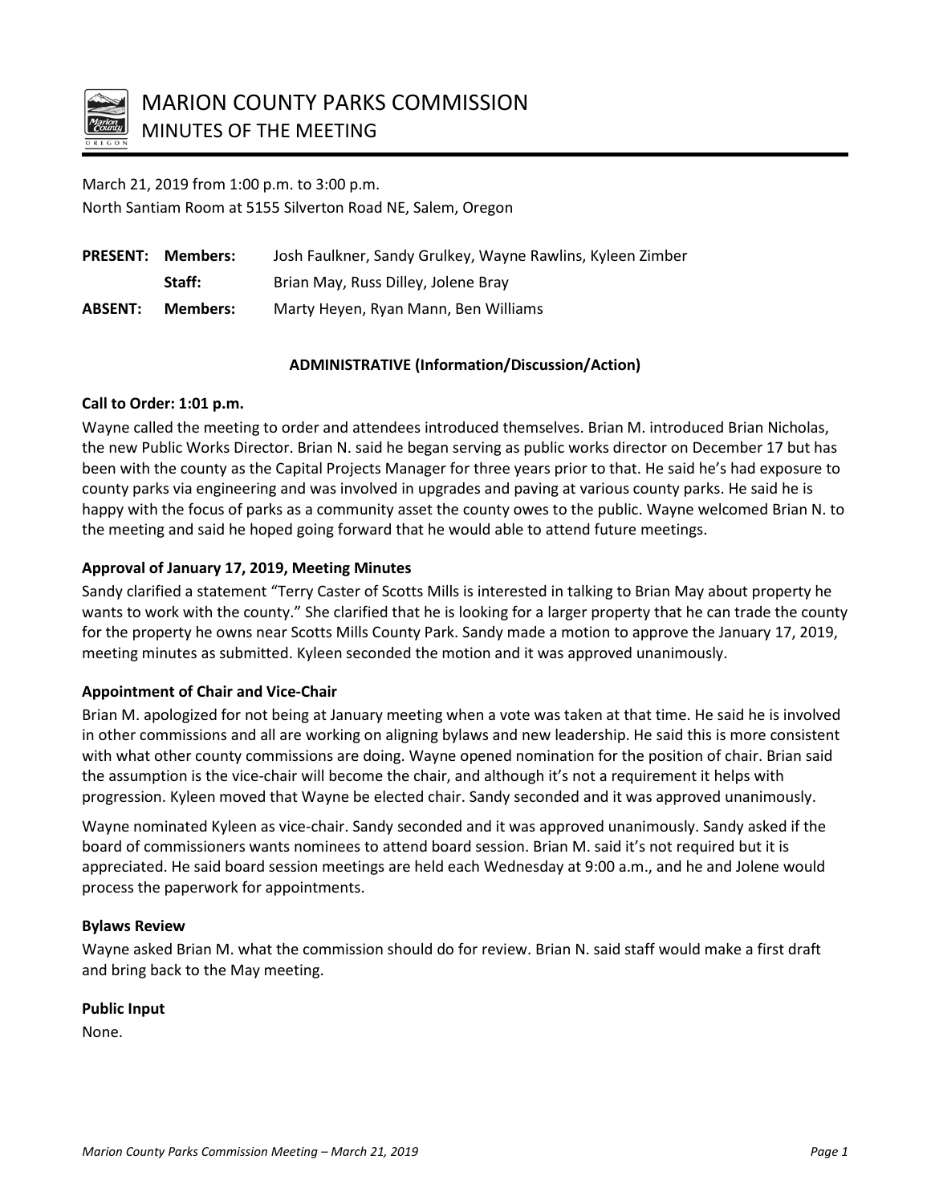# MARION COUNTY PARKS COMMISSION

## MINUTES OF THE MEETING

March 21, 2019 from 1:00 p.m. to 3:00 p.m.
North Santiam Room at 5155 Silverton Road NE, Salem, Oregon

| | | |
|---|---|---|
| **PRESENT:** | **Members:** | Josh Faulkner, Sandy Grulkey, Wayne Rawlins, Kyleen Zimber |
| | **Staff:** | Brian May, Russ Dilley, Jolene Bray |
| **ABSENT:** | **Members:** | Marty Heyen, Ryan Mann, Ben Williams |

### ADMINISTRATIVE (Information/Discussion/Action)

**Call to Order: 1:01 p.m.**

Wayne called the meeting to order and attendees introduced themselves. Brian M. introduced Brian Nicholas, the new Public Works Director. Brian N. said he began serving as public works director on December 17 but has been with the county as the Capital Projects Manager for three years prior to that. He said he's had exposure to county parks via engineering and was involved in upgrades and paving at various county parks. He said he is happy with the focus of parks as a community asset the county owes to the public. Wayne welcomed Brian N. to the meeting and said he hoped going forward that he would able to attend future meetings.

**Approval of January 17, 2019, Meeting Minutes**

Sandy clarified a statement "Terry Caster of Scotts Mills is interested in talking to Brian May about property he wants to work with the county." She clarified that he is looking for a larger property that he can trade the county for the property he owns near Scotts Mills County Park. Sandy made a motion to approve the January 17, 2019, meeting minutes as submitted. Kyleen seconded the motion and it was approved unanimously.

**Appointment of Chair and Vice-Chair**

Brian M. apologized for not being at January meeting when a vote was taken at that time. He said he is involved in other commissions and all are working on aligning bylaws and new leadership. He said this is more consistent with what other county commissions are doing. Wayne opened nomination for the position of chair. Brian said the assumption is the vice-chair will become the chair, and although it's not a requirement it helps with progression. Kyleen moved that Wayne be elected chair. Sandy seconded and it was approved unanimously.

Wayne nominated Kyleen as vice-chair. Sandy seconded and it was approved unanimously. Sandy asked if the board of commissioners wants nominees to attend board session. Brian M. said it's not required but it is appreciated. He said board session meetings are held each Wednesday at 9:00 a.m., and he and Jolene would process the paperwork for appointments.

**Bylaws Review**

Wayne asked Brian M. what the commission should do for review. Brian N. said staff would make a first draft and bring back to the May meeting.

**Public Input**

None.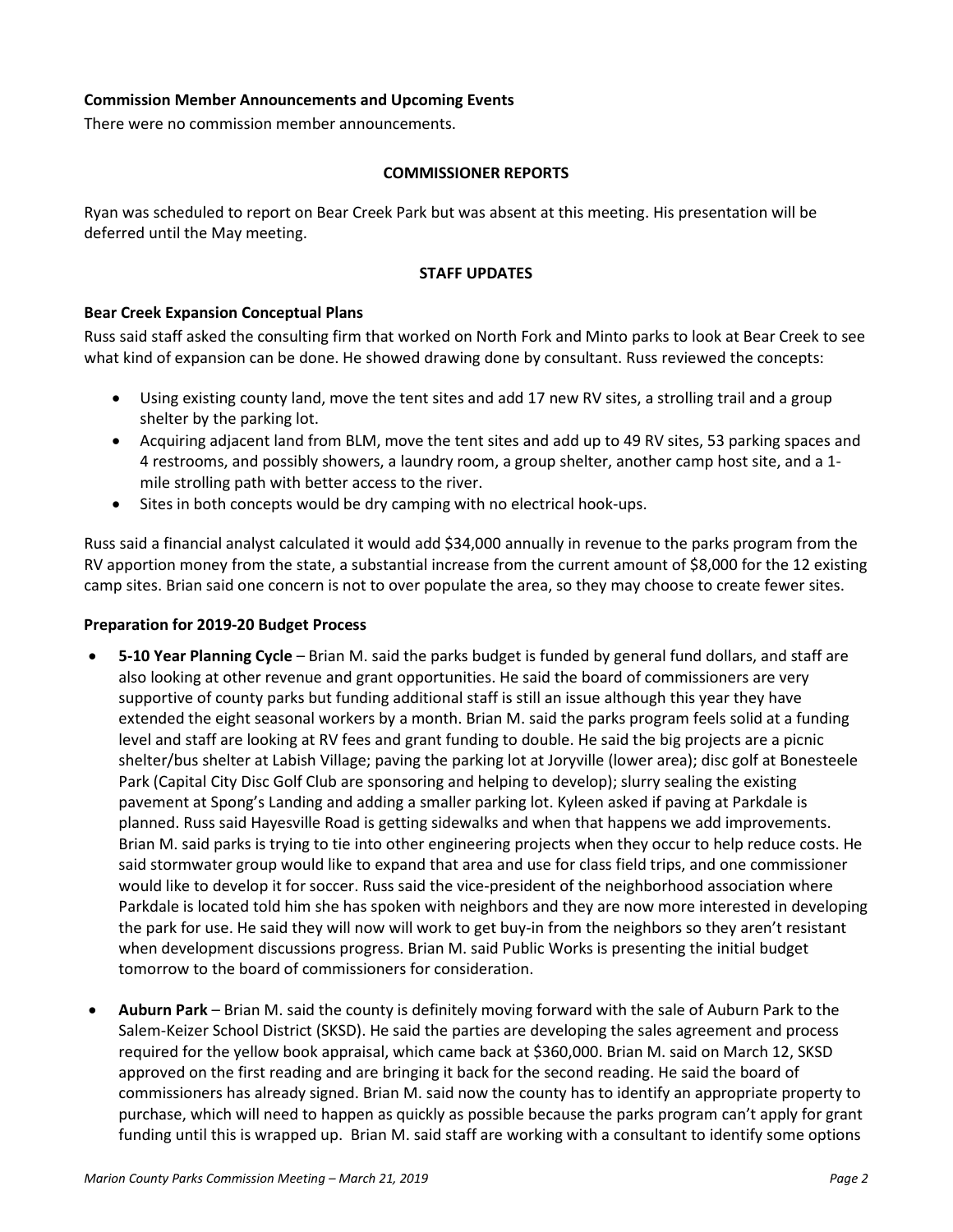**Commission Member Announcements and Upcoming Events**

There were no commission member announcements.

## COMMISSIONER REPORTS

Ryan was scheduled to report on Bear Creek Park but was absent at this meeting. His presentation will be deferred until the May meeting.

## STAFF UPDATES

**Bear Creek Expansion Conceptual Plans**

Russ said staff asked the consulting firm that worked on North Fork and Minto parks to look at Bear Creek to see what kind of expansion can be done. He showed drawing done by consultant. Russ reviewed the concepts:

- Using existing county land, move the tent sites and add 17 new RV sites, a strolling trail and a group shelter by the parking lot.
- Acquiring adjacent land from BLM, move the tent sites and add up to 49 RV sites, 53 parking spaces and 4 restrooms, and possibly showers, a laundry room, a group shelter, another camp host site, and a 1-mile strolling path with better access to the river.
- Sites in both concepts would be dry camping with no electrical hook-ups.

Russ said a financial analyst calculated it would add $34,000 annually in revenue to the parks program from the RV apportion money from the state, a substantial increase from the current amount of $8,000 for the 12 existing camp sites. Brian said one concern is not to over populate the area, so they may choose to create fewer sites.

**Preparation for 2019-20 Budget Process**

- **5-10 Year Planning Cycle** – Brian M. said the parks budget is funded by general fund dollars, and staff are also looking at other revenue and grant opportunities. He said the board of commissioners are very supportive of county parks but funding additional staff is still an issue although this year they have extended the eight seasonal workers by a month. Brian M. said the parks program feels solid at a funding level and staff are looking at RV fees and grant funding to double. He said the big projects are a picnic shelter/bus shelter at Labish Village; paving the parking lot at Joryville (lower area); disc golf at Bonesteele Park (Capital City Disc Golf Club are sponsoring and helping to develop); slurry sealing the existing pavement at Spong's Landing and adding a smaller parking lot. Kyleen asked if paving at Parkdale is planned. Russ said Hayesville Road is getting sidewalks and when that happens we add improvements. Brian M. said parks is trying to tie into other engineering projects when they occur to help reduce costs. He said stormwater group would like to expand that area and use for class field trips, and one commissioner would like to develop it for soccer. Russ said the vice-president of the neighborhood association where Parkdale is located told him she has spoken with neighbors and they are now more interested in developing the park for use. He said they will now will work to get buy-in from the neighbors so they aren't resistant when development discussions progress. Brian M. said Public Works is presenting the initial budget tomorrow to the board of commissioners for consideration.

- **Auburn Park** – Brian M. said the county is definitely moving forward with the sale of Auburn Park to the Salem-Keizer School District (SKSD). He said the parties are developing the sales agreement and process required for the yellow book appraisal, which came back at $360,000. Brian M. said on March 12, SKSD approved on the first reading and are bringing it back for the second reading. He said the board of commissioners has already signed. Brian M. said now the county has to identify an appropriate property to purchase, which will need to happen as quickly as possible because the parks program can't apply for grant funding until this is wrapped up. Brian M. said staff are working with a consultant to identify some options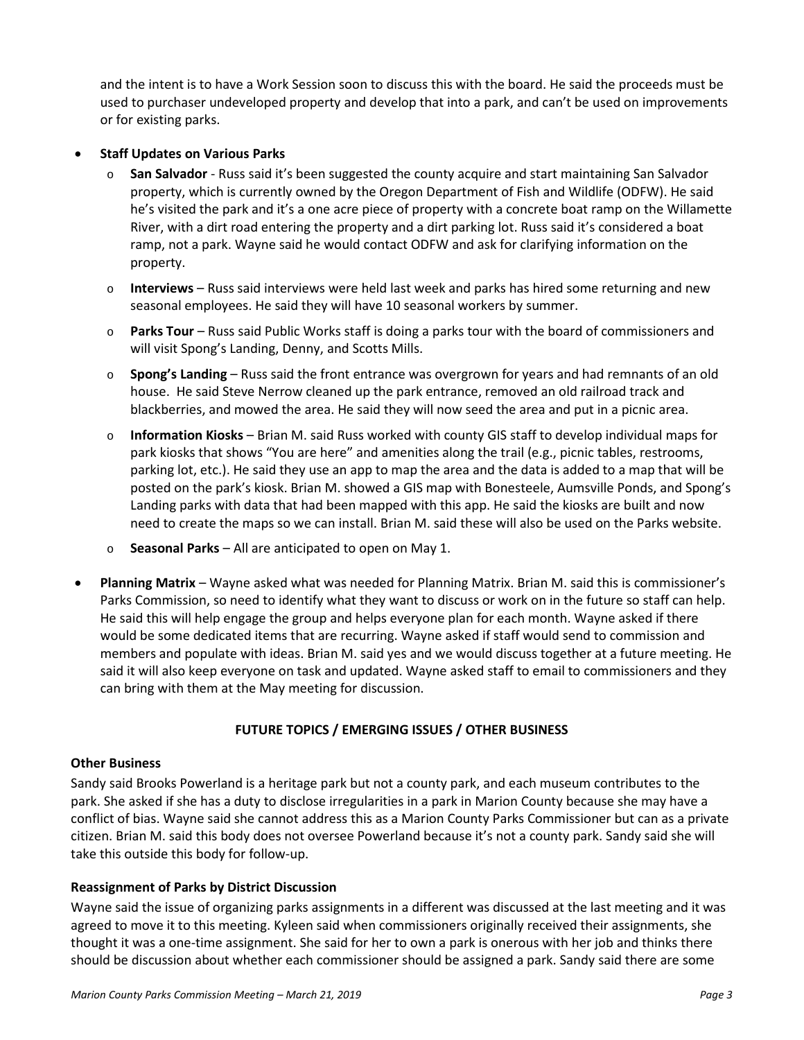and the intent is to have a Work Session soon to discuss this with the board. He said the proceeds must be used to purchaser undeveloped property and develop that into a park, and can't be used on improvements or for existing parks.

- **Staff Updates on Various Parks**
  - **San Salvador** - Russ said it's been suggested the county acquire and start maintaining San Salvador property, which is currently owned by the Oregon Department of Fish and Wildlife (ODFW). He said he's visited the park and it's a one acre piece of property with a concrete boat ramp on the Willamette River, with a dirt road entering the property and a dirt parking lot. Russ said it's considered a boat ramp, not a park. Wayne said he would contact ODFW and ask for clarifying information on the property.
  - **Interviews** – Russ said interviews were held last week and parks has hired some returning and new seasonal employees. He said they will have 10 seasonal workers by summer.
  - **Parks Tour** – Russ said Public Works staff is doing a parks tour with the board of commissioners and will visit Spong's Landing, Denny, and Scotts Mills.
  - **Spong's Landing** – Russ said the front entrance was overgrown for years and had remnants of an old house. He said Steve Nerrow cleaned up the park entrance, removed an old railroad track and blackberries, and mowed the area. He said they will now seed the area and put in a picnic area.
  - **Information Kiosks** – Brian M. said Russ worked with county GIS staff to develop individual maps for park kiosks that shows "You are here" and amenities along the trail (e.g., picnic tables, restrooms, parking lot, etc.). He said they use an app to map the area and the data is added to a map that will be posted on the park's kiosk. Brian M. showed a GIS map with Bonesteele, Aumsville Ponds, and Spong's Landing parks with data that had been mapped with this app. He said the kiosks are built and now need to create the maps so we can install. Brian M. said these will also be used on the Parks website.
  - **Seasonal Parks** – All are anticipated to open on May 1.
- **Planning Matrix** – Wayne asked what was needed for Planning Matrix. Brian M. said this is commissioner's Parks Commission, so need to identify what they want to discuss or work on in the future so staff can help. He said this will help engage the group and helps everyone plan for each month. Wayne asked if there would be some dedicated items that are recurring. Wayne asked if staff would send to commission and members and populate with ideas. Brian M. said yes and we would discuss together at a future meeting. He said it will also keep everyone on task and updated. Wayne asked staff to email to commissioners and they can bring with them at the May meeting for discussion.

## FUTURE TOPICS / EMERGING ISSUES / OTHER BUSINESS

### Other Business

Sandy said Brooks Powerland is a heritage park but not a county park, and each museum contributes to the park. She asked if she has a duty to disclose irregularities in a park in Marion County because she may have a conflict of bias. Wayne said she cannot address this as a Marion County Parks Commissioner but can as a private citizen. Brian M. said this body does not oversee Powerland because it's not a county park. Sandy said she will take this outside this body for follow-up.

### Reassignment of Parks by District Discussion

Wayne said the issue of organizing parks assignments in a different was discussed at the last meeting and it was agreed to move it to this meeting. Kyleen said when commissioners originally received their assignments, she thought it was a one-time assignment. She said for her to own a park is onerous with her job and thinks there should be discussion about whether each commissioner should be assigned a park. Sandy said there are some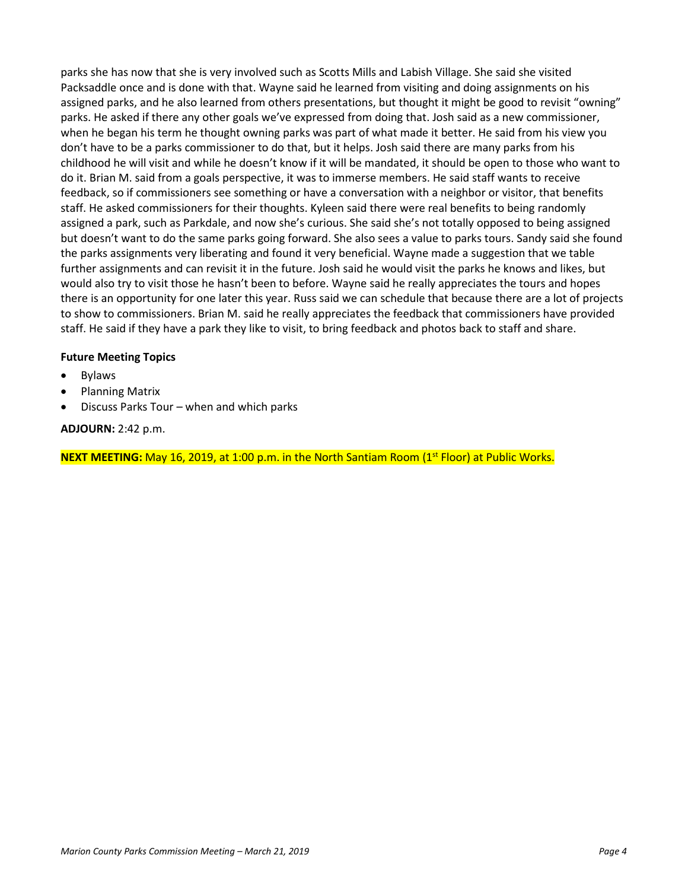parks she has now that she is very involved such as Scotts Mills and Labish Village. She said she visited Packsaddle once and is done with that. Wayne said he learned from visiting and doing assignments on his assigned parks, and he also learned from others presentations, but thought it might be good to revisit "owning" parks. He asked if there any other goals we've expressed from doing that. Josh said as a new commissioner, when he began his term he thought owning parks was part of what made it better. He said from his view you don't have to be a parks commissioner to do that, but it helps. Josh said there are many parks from his childhood he will visit and while he doesn't know if it will be mandated, it should be open to those who want to do it. Brian M. said from a goals perspective, it was to immerse members. He said staff wants to receive feedback, so if commissioners see something or have a conversation with a neighbor or visitor, that benefits staff. He asked commissioners for their thoughts. Kyleen said there were real benefits to being randomly assigned a park, such as Parkdale, and now she's curious. She said she's not totally opposed to being assigned but doesn't want to do the same parks going forward. She also sees a value to parks tours. Sandy said she found the parks assignments very liberating and found it very beneficial. Wayne made a suggestion that we table further assignments and can revisit it in the future. Josh said he would visit the parks he knows and likes, but would also try to visit those he hasn't been to before. Wayne said he really appreciates the tours and hopes there is an opportunity for one later this year. Russ said we can schedule that because there are a lot of projects to show to commissioners. Brian M. said he really appreciates the feedback that commissioners have provided staff. He said if they have a park they like to visit, to bring feedback and photos back to staff and share.

**Future Meeting Topics**

- Bylaws
- Planning Matrix
- Discuss Parks Tour – when and which parks

**ADJOURN:** 2:42 p.m.

**NEXT MEETING:** May 16, 2019, at 1:00 p.m. in the North Santiam Room (1st Floor) at Public Works.